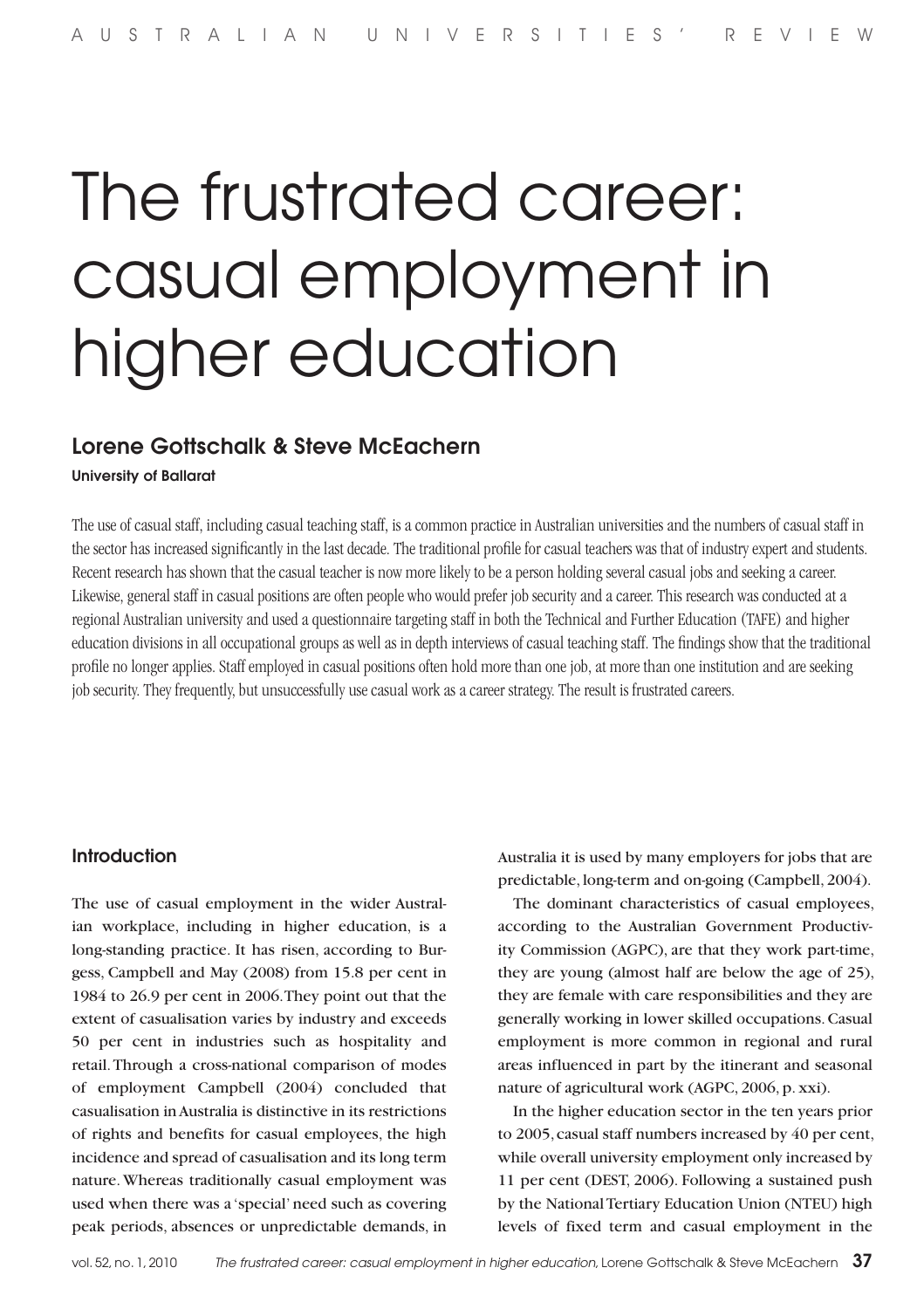# The frustrated career: casual employment in higher education

## Lorene Gottschalk & Steve McEachern

**University of Ballarat**

The use of casual staff, including casual teaching staff, is a common practice in Australian universities and the numbers of casual staff in the sector has increased significantly in the last decade. The traditional profile for casual teachers was that of industry expert and students. Recent research has shown that the casual teacher is now more likely to be a person holding several casual jobs and seeking a career. Likewise, general staff in casual positions are often people who would prefer job security and a career. This research was conducted at a regional Australian university and used a questionnaire targeting staff in both the Technical and Further Education (TAFE) and higher education divisions in all occupational groups as well as in depth interviews of casual teaching staff. The findings show that the traditional profile no longer applies. Staff employed in casual positions often hold more than one job, at more than one institution and are seeking job security. They frequently, but unsuccessfully use casual work as a career strategy. The result is frustrated careers.

### Introduction

The use of casual employment in the wider Australian workplace, including in higher education, is a long-standing practice. It has risen, according to Burgess, Campbell and May (2008) from 15.8 per cent in 1984 to 26.9 per cent in 2006. They point out that the extent of casualisation varies by industry and exceeds 50 per cent in industries such as hospitality and retail. Through a cross-national comparison of modes of employment Campbell (2004) concluded that casualisation in Australia is distinctive in its restrictions of rights and benefits for casual employees, the high incidence and spread of casualisation and its long term nature. Whereas traditionally casual employment was used when there was a 'special' need such as covering peak periods, absences or unpredictable demands, in Australia it is used by many employers for jobs that are predictable, long-term and on-going (Campbell, 2004).

The dominant characteristics of casual employees, according to the Australian Government Productivity Commission (AGPC), are that they work part-time, they are young (almost half are below the age of 25), they are female with care responsibilities and they are generally working in lower skilled occupations. Casual employment is more common in regional and rural areas influenced in part by the itinerant and seasonal nature of agricultural work (AGPC, 2006, p. xxi).

In the higher education sector in the ten years prior to 2005, casual staff numbers increased by 40 per cent, while overall university employment only increased by 11 per cent (DEST, 2006). Following a sustained push by the National Tertiary Education Union (NTEU) high levels of fixed term and casual employment in the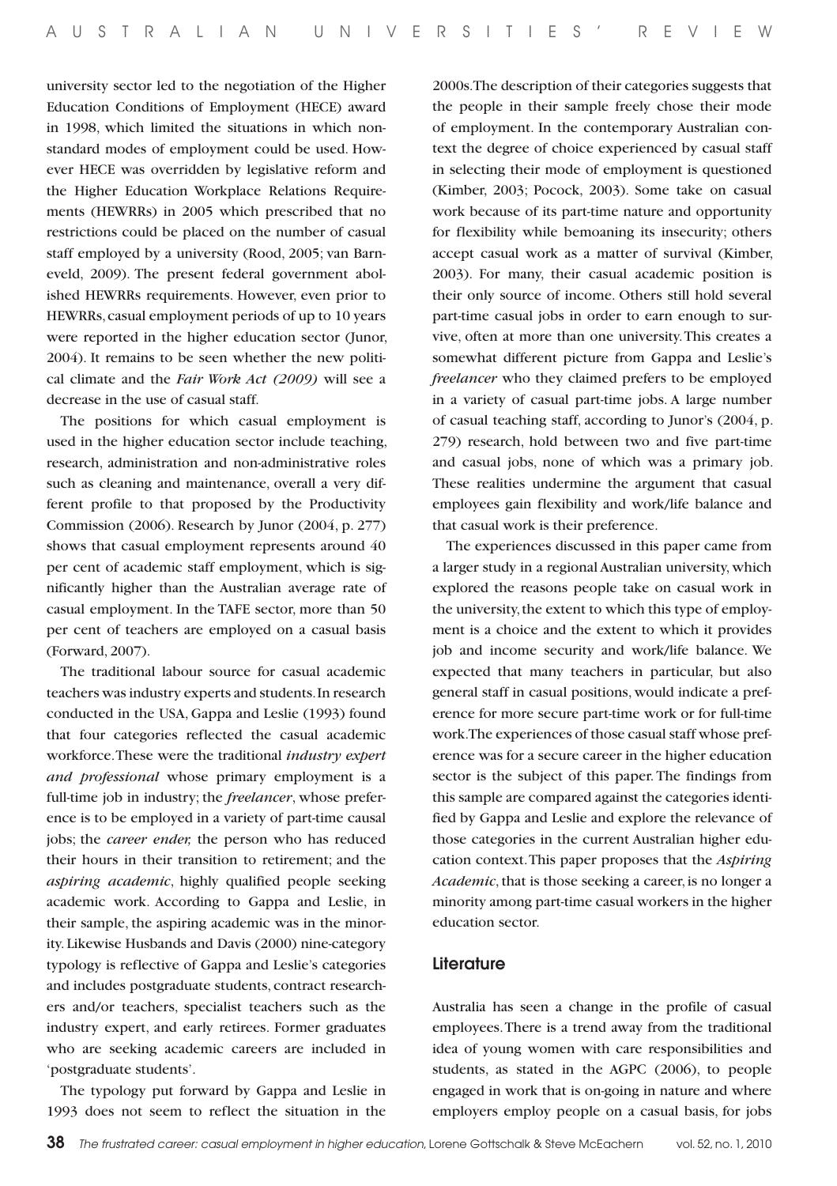university sector led to the negotiation of the Higher Education Conditions of Employment (HECE) award in 1998, which limited the situations in which non-standard modes of employment could be used. However HECE was overridden by legislative reform and the Higher Education Workplace Relations Requirements (HEWRRs) in 2005 which prescribed that no restrictions could be placed on the number of casual staff employed by a university (Rood, 2005; van Barneveld, 2009). The present federal government abolished HEWRRs requirements. However, even prior to HEWRRs, casual employment periods of up to 10 years were reported in the higher education sector (Junor, 2004). It remains to be seen whether the new political climate and the *Fair Work Act (2009)* will see a decrease in the use of casual staff.

The positions for which casual employment is used in the higher education sector include teaching, research, administration and non-administrative roles such as cleaning and maintenance, overall a very different profile to that proposed by the Productivity Commission (2006). Research by Junor (2004, p. 277) shows that casual employment represents around 40 per cent of academic staff employment, which is significantly higher than the Australian average rate of casual employment. In the TAFE sector, more than 50 per cent of teachers are employed on a casual basis (Forward, 2007).

The traditional labour source for casual academic teachers was industry experts and students. In research conducted in the USA, Gappa and Leslie (1993) found that four categories reflected the casual academic workforce. These were the traditional *industry expert and professional* whose primary employment is a full-time job in industry; the *freelancer*, whose preference is to be employed in a variety of part-time causal jobs; the *career ender,* the person who has reduced their hours in their transition to retirement; and the *aspiring academic*, highly qualified people seeking academic work. According to Gappa and Leslie, in their sample, the aspiring academic was in the minority. Likewise Husbands and Davis (2000) nine-category typology is reflective of Gappa and Leslie's categories and includes postgraduate students, contract researchers and/or teachers, specialist teachers such as the industry expert, and early retirees. Former graduates who are seeking academic careers are included in 'postgraduate students'.

The typology put forward by Gappa and Leslie in 1993 does not seem to reflect the situation in the 2000s. The description of their categories suggests that the people in their sample freely chose their mode of employment. In the contemporary Australian context the degree of choice experienced by casual staff in selecting their mode of employment is questioned (Kimber, 2003; Pocock, 2003). Some take on casual work because of its part-time nature and opportunity for flexibility while bemoaning its insecurity; others accept casual work as a matter of survival (Kimber, 2003). For many, their casual academic position is their only source of income. Others still hold several part-time casual jobs in order to earn enough to survive, often at more than one university. This creates a somewhat different picture from Gappa and Leslie's *freelancer* who they claimed prefers to be employed in a variety of casual part-time jobs. A large number of casual teaching staff, according to Junor's (2004, p. 279) research, hold between two and five part-time and casual jobs, none of which was a primary job. These realities undermine the argument that casual employees gain flexibility and work/life balance and that casual work is their preference.

The experiences discussed in this paper came from a larger study in a regional Australian university, which explored the reasons people take on casual work in the university, the extent to which this type of employment is a choice and the extent to which it provides job and income security and work/life balance. We expected that many teachers in particular, but also general staff in casual positions, would indicate a preference for more secure part-time work or for full-time work. The experiences of those casual staff whose preference was for a secure career in the higher education sector is the subject of this paper. The findings from this sample are compared against the categories identified by Gappa and Leslie and explore the relevance of those categories in the current Australian higher education context. This paper proposes that the *Aspiring Academic*, that is those seeking a career, is no longer a minority among part-time casual workers in the higher education sector.

## Literature

Australia has seen a change in the profile of casual employees. There is a trend away from the traditional idea of young women with care responsibilities and students, as stated in the AGPC (2006), to people engaged in work that is on-going in nature and where employers employ people on a casual basis, for jobs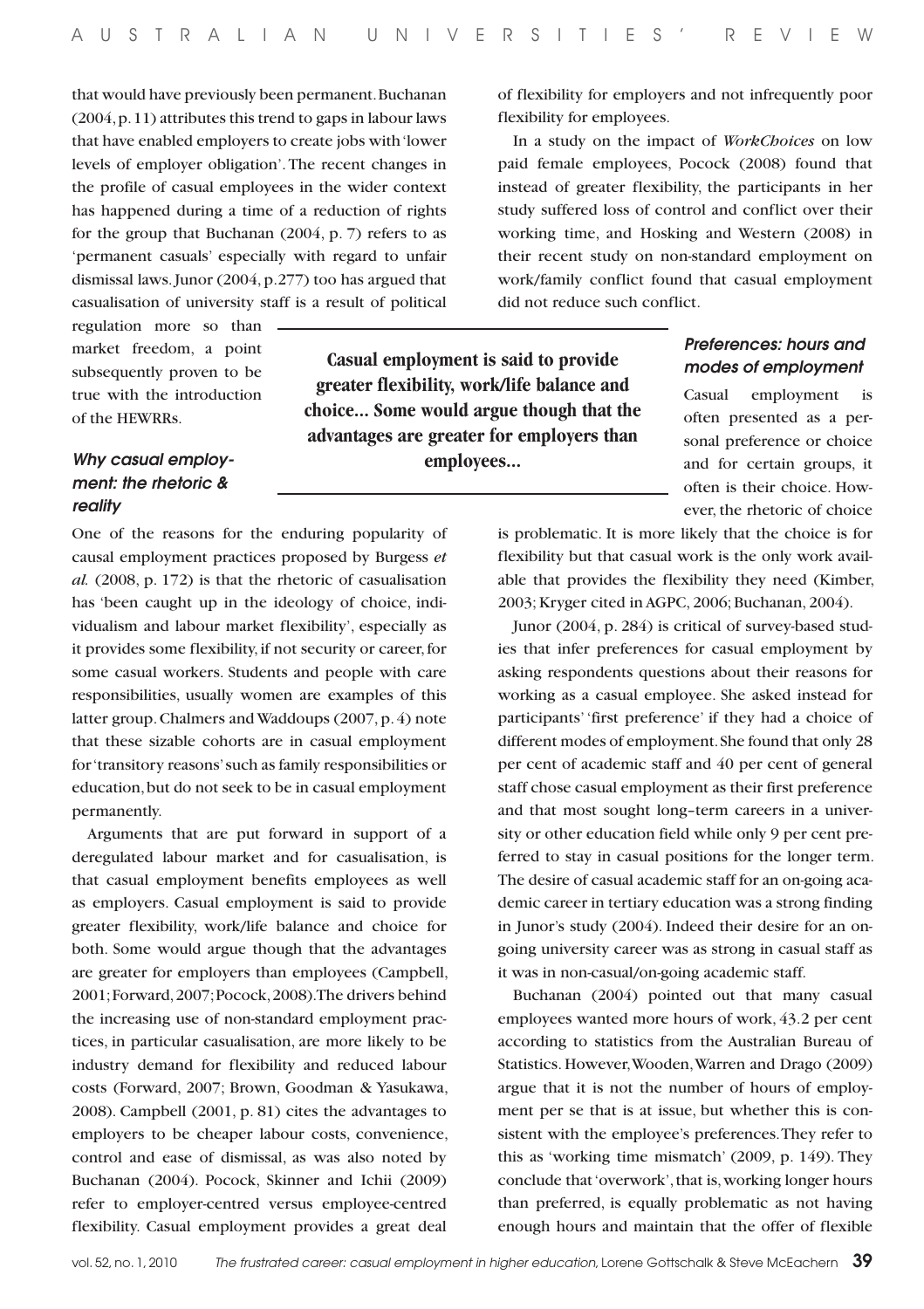that would have previously been permanent. Buchanan (2004, p. 11) attributes this trend to gaps in labour laws that have enabled employers to create jobs with 'lower levels of employer obligation'. The recent changes in the profile of casual employees in the wider context has happened during a time of a reduction of rights for the group that Buchanan (2004, p. 7) refers to as 'permanent casuals' especially with regard to unfair dismissal laws. Junor (2004, p.277) too has argued that casualisation of university staff is a result of political regulation more so than market freedom, a point subsequently proven to be true with the introduction of the HEWRRs.

### *Why casual employment: the rhetoric & reality*

One of the reasons for the enduring popularity of causal employment practices proposed by Burgess *et al.* (2008, p. 172) is that the rhetoric of casualisation has 'been caught up in the ideology of choice, individualism and labour market flexibility', especially as it provides some flexibility, if not security or career, for some casual workers. Students and people with care responsibilities, usually women are examples of this latter group. Chalmers and Waddoups (2007, p. 4) note that these sizable cohorts are in casual employment for 'transitory reasons' such as family responsibilities or education, but do not seek to be in casual employment permanently.

Arguments that are put forward in support of a deregulated labour market and for casualisation, is that casual employment benefits employees as well as employers. Casual employment is said to provide greater flexibility, work/life balance and choice for both. Some would argue though that the advantages are greater for employers than employees (Campbell, 2001; Forward, 2007; Pocock, 2008). The drivers behind the increasing use of non-standard employment practices, in particular casualisation, are more likely to be industry demand for flexibility and reduced labour costs (Forward, 2007; Brown, Goodman & Yasukawa, 2008). Campbell (2001, p. 81) cites the advantages to employers to be cheaper labour costs, convenience, control and ease of dismissal, as was also noted by Buchanan (2004). Pocock, Skinner and Ichii (2009) refer to employer-centred versus employee-centred flexibility. Casual employment provides a great deal of flexibility for employers and not infrequently poor flexibility for employees.

**Casual employment is said to provide greater flexibility, work/life balance and choice... Some would argue though that the advantages are greater for employers than employees...**

In a study on the impact of *WorkChoices* on low paid female employees, Pocock (2008) found that instead of greater flexibility, the participants in her study suffered loss of control and conflict over their working time, and Hosking and Western (2008) in their recent study on non-standard employment on work/family conflict found that casual employment did not reduce such conflict.

### *Preferences: hours and modes of employment*

Casual employment is often presented as a personal preference or choice and for certain groups, it often is their choice. However, the rhetoric of choice is problematic. It is more likely that the choice is for flexibility but that casual work is the only work available that provides the flexibility they need (Kimber, 2003; Kryger cited in AGPC, 2006; Buchanan, 2004).

Junor (2004, p. 284) is critical of survey-based studies that infer preferences for casual employment by asking respondents questions about their reasons for working as a casual employee. She asked instead for participants' 'first preference' if they had a choice of different modes of employment. She found that only 28 per cent of academic staff and 40 per cent of general staff chose casual employment as their first preference and that most sought long–term careers in a university or other education field while only 9 per cent preferred to stay in casual positions for the longer term. The desire of casual academic staff for an on-going academic career in tertiary education was a strong finding in Junor's study (2004). Indeed their desire for an on-going university career was as strong in casual staff as it was in non-casual/on-going academic staff.

Buchanan (2004) pointed out that many casual employees wanted more hours of work, 43.2 per cent according to statistics from the Australian Bureau of Statistics. However, Wooden, Warren and Drago (2009) argue that it is not the number of hours of employment per se that is at issue, but whether this is consistent with the employee's preferences. They refer to this as 'working time mismatch' (2009, p. 149). They conclude that 'overwork', that is, working longer hours than preferred, is equally problematic as not having enough hours and maintain that the offer of flexible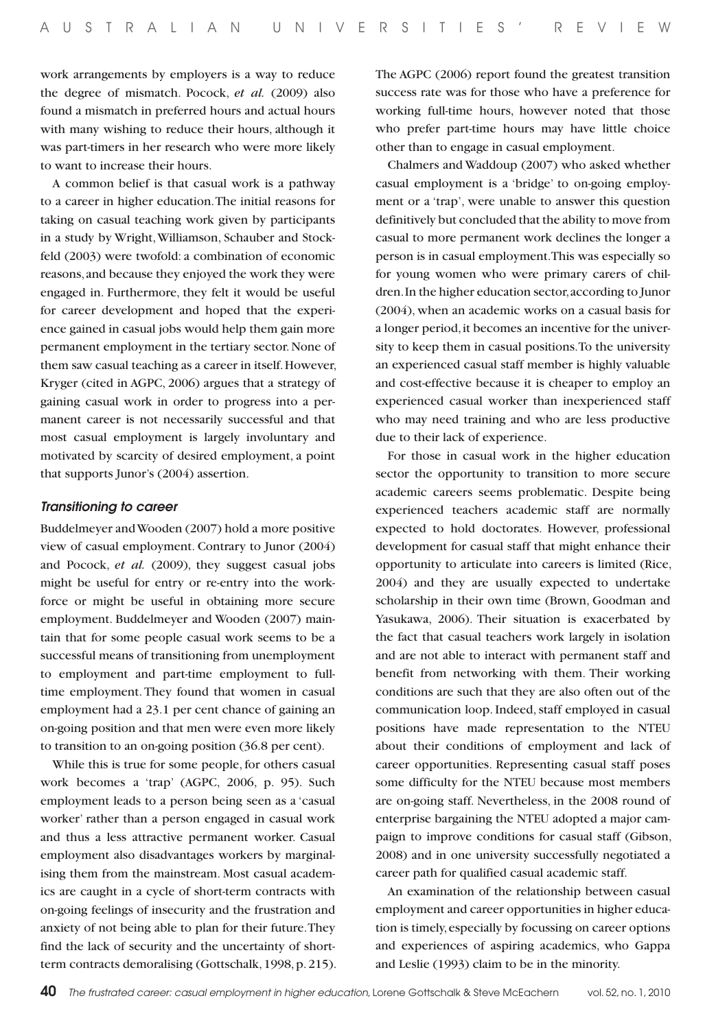work arrangements by employers is a way to reduce the degree of mismatch. Pocock, *et al.* (2009) also found a mismatch in preferred hours and actual hours with many wishing to reduce their hours, although it was part-timers in her research who were more likely to want to increase their hours.

A common belief is that casual work is a pathway to a career in higher education. The initial reasons for taking on casual teaching work given by participants in a study by Wright, Williamson, Schauber and Stockfeld (2003) were twofold: a combination of economic reasons, and because they enjoyed the work they were engaged in. Furthermore, they felt it would be useful for career development and hoped that the experience gained in casual jobs would help them gain more permanent employment in the tertiary sector. None of them saw casual teaching as a career in itself. However, Kryger (cited in AGPC, 2006) argues that a strategy of gaining casual work in order to progress into a permanent career is not necessarily successful and that most casual employment is largely involuntary and motivated by scarcity of desired employment, a point that supports Junor's (2004) assertion.

### *Transitioning to career*

Buddelmeyer and Wooden (2007) hold a more positive view of casual employment. Contrary to Junor (2004) and Pocock, *et al.* (2009), they suggest casual jobs might be useful for entry or re-entry into the workforce or might be useful in obtaining more secure employment. Buddelmeyer and Wooden (2007) maintain that for some people casual work seems to be a successful means of transitioning from unemployment to employment and part-time employment to full-time employment. They found that women in casual employment had a 23.1 per cent chance of gaining an on-going position and that men were even more likely to transition to an on-going position (36.8 per cent).

While this is true for some people, for others casual work becomes a 'trap' (AGPC, 2006, p. 95). Such employment leads to a person being seen as a 'casual worker' rather than a person engaged in casual work and thus a less attractive permanent worker. Casual employment also disadvantages workers by marginalising them from the mainstream. Most casual academics are caught in a cycle of short-term contracts with on-going feelings of insecurity and the frustration and anxiety of not being able to plan for their future. They find the lack of security and the uncertainty of short-term contracts demoralising (Gottschalk, 1998, p. 215). The AGPC (2006) report found the greatest transition success rate was for those who have a preference for working full-time hours, however noted that those who prefer part-time hours may have little choice other than to engage in casual employment.

Chalmers and Waddoup (2007) who asked whether casual employment is a 'bridge' to on-going employment or a 'trap', were unable to answer this question definitively but concluded that the ability to move from casual to more permanent work declines the longer a person is in casual employment. This was especially so for young women who were primary carers of children. In the higher education sector, according to Junor (2004), when an academic works on a casual basis for a longer period, it becomes an incentive for the university to keep them in casual positions. To the university an experienced casual staff member is highly valuable and cost-effective because it is cheaper to employ an experienced casual worker than inexperienced staff who may need training and who are less productive due to their lack of experience.

For those in casual work in the higher education sector the opportunity to transition to more secure academic careers seems problematic. Despite being experienced teachers academic staff are normally expected to hold doctorates. However, professional development for casual staff that might enhance their opportunity to articulate into careers is limited (Rice, 2004) and they are usually expected to undertake scholarship in their own time (Brown, Goodman and Yasukawa, 2006). Their situation is exacerbated by the fact that casual teachers work largely in isolation and are not able to interact with permanent staff and benefit from networking with them. Their working conditions are such that they are also often out of the communication loop. Indeed, staff employed in casual positions have made representation to the NTEU about their conditions of employment and lack of career opportunities. Representing casual staff poses some difficulty for the NTEU because most members are on-going staff. Nevertheless, in the 2008 round of enterprise bargaining the NTEU adopted a major campaign to improve conditions for casual staff (Gibson, 2008) and in one university successfully negotiated a career path for qualified casual academic staff.

An examination of the relationship between casual employment and career opportunities in higher education is timely, especially by focussing on career options and experiences of aspiring academics, who Gappa and Leslie (1993) claim to be in the minority.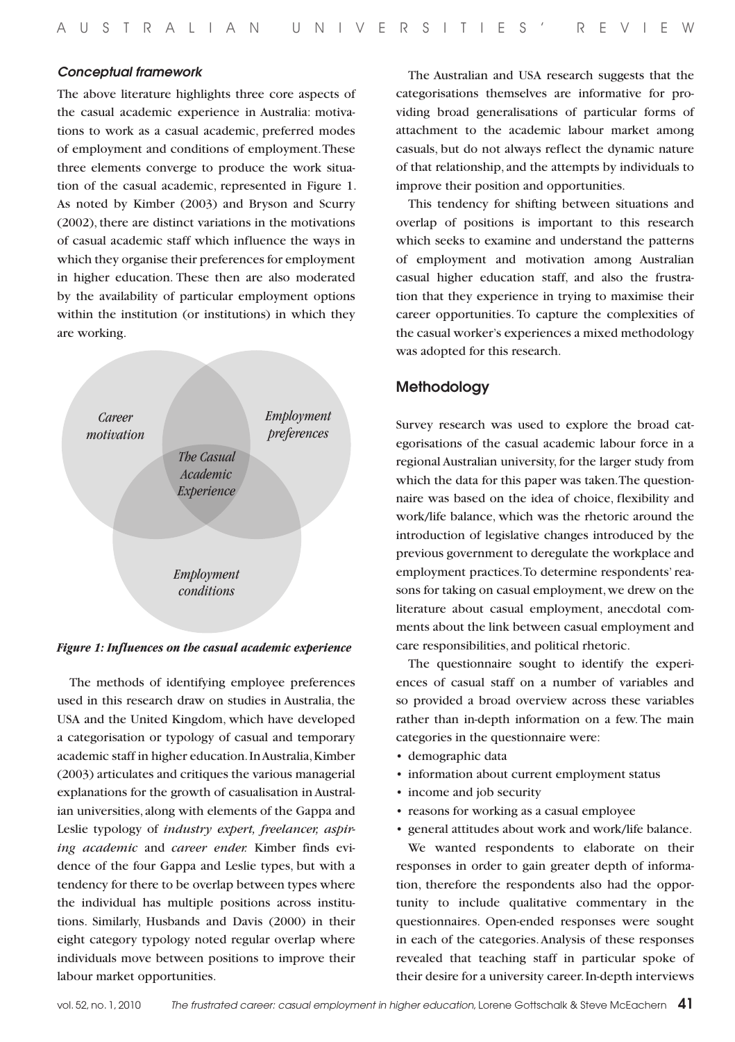### *Conceptual framework*

The above literature highlights three core aspects of the casual academic experience in Australia: motivations to work as a casual academic, preferred modes of employment and conditions of employment. These three elements converge to produce the work situation of the casual academic, represented in Figure 1. As noted by Kimber (2003) and Bryson and Scurry (2002), there are distinct variations in the motivations of casual academic staff which influence the ways in which they organise their preferences for employment in higher education. These then are also moderated by the availability of particular employment options within the institution (or institutions) in which they are working.

*Career motivation*

*Employment preferences*

*The Casual Academic Experience*

*Employment conditions*

***Figure 1: Influences on the casual academic experience***

The methods of identifying employee preferences used in this research draw on studies in Australia, the USA and the United Kingdom, which have developed a categorisation or typology of casual and temporary academic staff in higher education. In Australia, Kimber (2003) articulates and critiques the various managerial explanations for the growth of casualisation in Australian universities, along with elements of the Gappa and Leslie typology of *industry expert, freelancer, aspiring academic* and *career ender.* Kimber finds evidence of the four Gappa and Leslie types, but with a tendency for there to be overlap between types where the individual has multiple positions across institutions. Similarly, Husbands and Davis (2000) in their eight category typology noted regular overlap where individuals move between positions to improve their labour market opportunities.

The Australian and USA research suggests that the categorisations themselves are informative for providing broad generalisations of particular forms of attachment to the academic labour market among casuals, but do not always reflect the dynamic nature of that relationship, and the attempts by individuals to improve their position and opportunities.

This tendency for shifting between situations and overlap of positions is important to this research which seeks to examine and understand the patterns of employment and motivation among Australian casual higher education staff, and also the frustration that they experience in trying to maximise their career opportunities. To capture the complexities of the casual worker's experiences a mixed methodology was adopted for this research.

## Methodology

Survey research was used to explore the broad categorisations of the casual academic labour force in a regional Australian university, for the larger study from which the data for this paper was taken. The questionnaire was based on the idea of choice, flexibility and work/life balance, which was the rhetoric around the introduction of legislative changes introduced by the previous government to deregulate the workplace and employment practices. To determine respondents' reasons for taking on casual employment, we drew on the literature about casual employment, anecdotal comments about the link between casual employment and care responsibilities, and political rhetoric.

The questionnaire sought to identify the experiences of casual staff on a number of variables and so provided a broad overview across these variables rather than in-depth information on a few. The main categories in the questionnaire were:

- demographic data
- information about current employment status
- income and job security
- reasons for working as a casual employee
- general attitudes about work and work/life balance.

We wanted respondents to elaborate on their responses in order to gain greater depth of information, therefore the respondents also had the opportunity to include qualitative commentary in the questionnaires. Open-ended responses were sought in each of the categories. Analysis of these responses revealed that teaching staff in particular spoke of their desire for a university career. In-depth interviews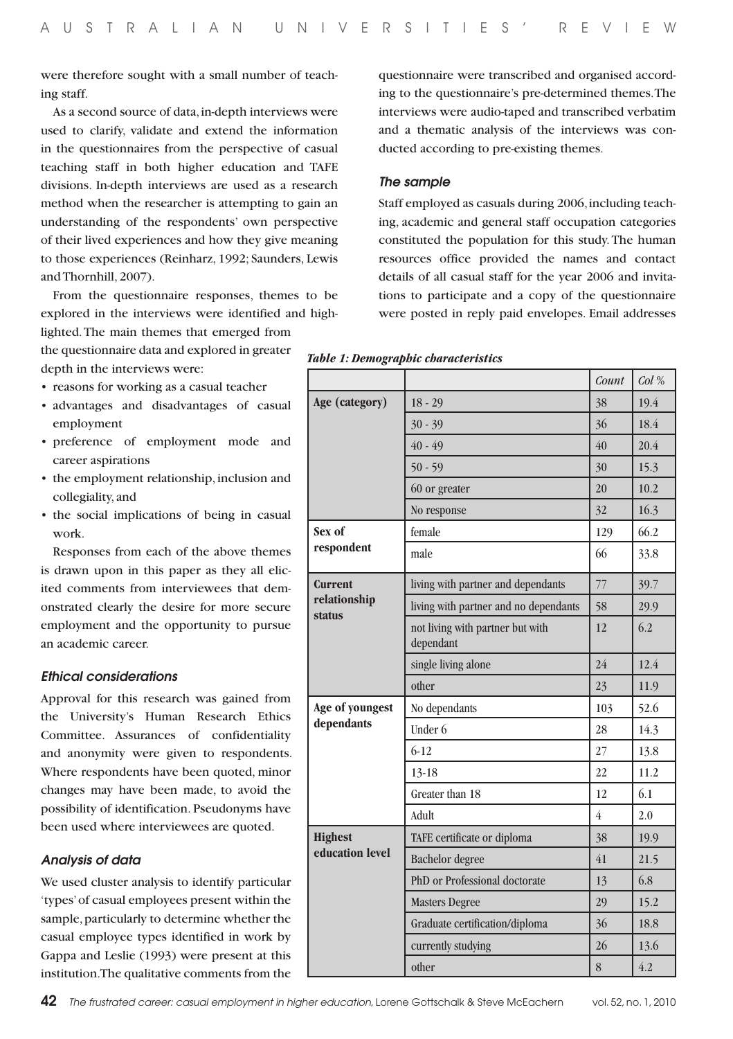were therefore sought with a small number of teaching staff.

As a second source of data, in-depth interviews were used to clarify, validate and extend the information in the questionnaires from the perspective of casual teaching staff in both higher education and TAFE divisions. In-depth interviews are used as a research method when the researcher is attempting to gain an understanding of the respondents' own perspective of their lived experiences and how they give meaning to those experiences (Reinharz, 1992; Saunders, Lewis and Thornhill, 2007).

From the questionnaire responses, themes to be explored in the interviews were identified and highlighted. The main themes that emerged from the questionnaire data and explored in greater depth in the interviews were:

- reasons for working as a casual teacher
- advantages and disadvantages of casual employment
- preference of employment mode and career aspirations
- the employment relationship, inclusion and collegiality, and
- the social implications of being in casual work.

Responses from each of the above themes is drawn upon in this paper as they all elicited comments from interviewees that demonstrated clearly the desire for more secure employment and the opportunity to pursue an academic career.

### Ethical considerations

Approval for this research was gained from the University's Human Research Ethics Committee. Assurances of confidentiality and anonymity were given to respondents. Where respondents have been quoted, minor changes may have been made, to avoid the possibility of identification. Pseudonyms have been used where interviewees are quoted.

### Analysis of data

We used cluster analysis to identify particular 'types' of casual employees present within the sample, particularly to determine whether the casual employee types identified in work by Gappa and Leslie (1993) were present at this institution. The qualitative comments from the questionnaire were transcribed and organised according to the questionnaire's pre-determined themes. The interviews were audio-taped and transcribed verbatim and a thematic analysis of the interviews was conducted according to pre-existing themes.

### The sample

Staff employed as casuals during 2006, including teaching, academic and general staff occupation categories constituted the population for this study. The human resources office provided the names and contact details of all casual staff for the year 2006 and invitations to participate and a copy of the questionnaire were posted in reply paid envelopes. Email addresses

***Table 1: Demographic characteristics***

| | | *Count* | *Col %* |
|---|---|---|---|
| **Age (category)** | 18 - 29 | 38 | 19.4 |
| | 30 - 39 | 36 | 18.4 |
| | 40 - 49 | 40 | 20.4 |
| | 50 - 59 | 30 | 15.3 |
| | 60 or greater | 20 | 10.2 |
| | No response | 32 | 16.3 |
| **Sex of respondent** | female | 129 | 66.2 |
| | male | 66 | 33.8 |
| **Current relationship status** | living with partner and dependants | 77 | 39.7 |
| | living with partner and no dependants | 58 | 29.9 |
| | not living with partner but with dependant | 12 | 6.2 |
| | single living alone | 24 | 12.4 |
| | other | 23 | 11.9 |
| **Age of youngest dependants** | No dependants | 103 | 52.6 |
| | Under 6 | 28 | 14.3 |
| | 6-12 | 27 | 13.8 |
| | 13-18 | 22 | 11.2 |
| | Greater than 18 | 12 | 6.1 |
| | Adult | 4 | 2.0 |
| **Highest education level** | TAFE certificate or diploma | 38 | 19.9 |
| | Bachelor degree | 41 | 21.5 |
| | PhD or Professional doctorate | 13 | 6.8 |
| | Masters Degree | 29 | 15.2 |
| | Graduate certification/diploma | 36 | 18.8 |
| | currently studying | 26 | 13.6 |
| | other | 8 | 4.2 |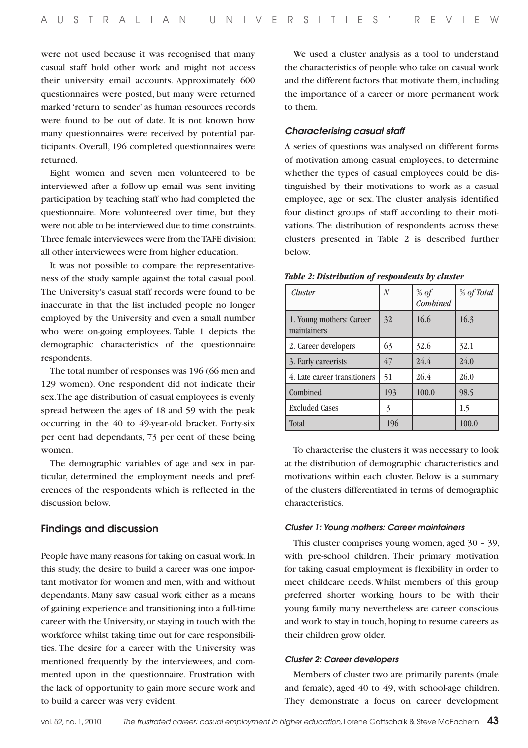were not used because it was recognised that many casual staff hold other work and might not access their university email accounts. Approximately 600 questionnaires were posted, but many were returned marked 'return to sender' as human resources records were found to be out of date. It is not known how many questionnaires were received by potential participants. Overall, 196 completed questionnaires were returned.

Eight women and seven men volunteered to be interviewed after a follow-up email was sent inviting participation by teaching staff who had completed the questionnaire. More volunteered over time, but they were not able to be interviewed due to time constraints. Three female interviewees were from the TAFE division; all other interviewees were from higher education.

It was not possible to compare the representativeness of the study sample against the total casual pool. The University's casual staff records were found to be inaccurate in that the list included people no longer employed by the University and even a small number who were on-going employees. Table 1 depicts the demographic characteristics of the questionnaire respondents.

The total number of responses was 196 (66 men and 129 women). One respondent did not indicate their sex. The age distribution of casual employees is evenly spread between the ages of 18 and 59 with the peak occurring in the 40 to 49-year-old bracket. Forty-six per cent had dependants, 73 per cent of these being women.

The demographic variables of age and sex in particular, determined the employment needs and preferences of the respondents which is reflected in the discussion below.

## Findings and discussion

People have many reasons for taking on casual work. In this study, the desire to build a career was one important motivator for women and men, with and without dependants. Many saw casual work either as a means of gaining experience and transitioning into a full-time career with the University, or staying in touch with the workforce whilst taking time out for care responsibilities. The desire for a career with the University was mentioned frequently by the interviewees, and commented upon in the questionnaire. Frustration with the lack of opportunity to gain more secure work and to build a career was very evident.

We used a cluster analysis as a tool to understand the characteristics of people who take on casual work and the different factors that motivate them, including the importance of a career or more permanent work to them.

### *Characterising casual staff*

A series of questions was analysed on different forms of motivation among casual employees, to determine whether the types of casual employees could be distinguished by their motivations to work as a casual employee, age or sex. The cluster analysis identified four distinct groups of staff according to their motivations. The distribution of respondents across these clusters presented in Table 2 is described further below.

***Table 2: Distribution of respondents by cluster***

| *Cluster* | *N* | *% of Combined* | *% of Total* |
|---|---|---|---|
| 1. Young mothers: Career maintainers | 32 | 16.6 | 16.3 |
| 2. Career developers | 63 | 32.6 | 32.1 |
| 3. Early careerists | 47 | 24.4 | 24.0 |
| 4. Late career transitioners | 51 | 26.4 | 26.0 |
| Combined | 193 | 100.0 | 98.5 |
| Excluded Cases | 3 | | 1.5 |
| Total | 196 | | 100.0 |

To characterise the clusters it was necessary to look at the distribution of demographic characteristics and motivations within each cluster. Below is a summary of the clusters differentiated in terms of demographic characteristics.

#### *Cluster 1: Young mothers: Career maintainers*

This cluster comprises young women, aged 30 – 39, with pre-school children. Their primary motivation for taking casual employment is flexibility in order to meet childcare needs. Whilst members of this group preferred shorter working hours to be with their young family many nevertheless are career conscious and work to stay in touch, hoping to resume careers as their children grow older.

#### *Cluster 2: Career developers*

Members of cluster two are primarily parents (male and female), aged 40 to 49, with school-age children. They demonstrate a focus on career development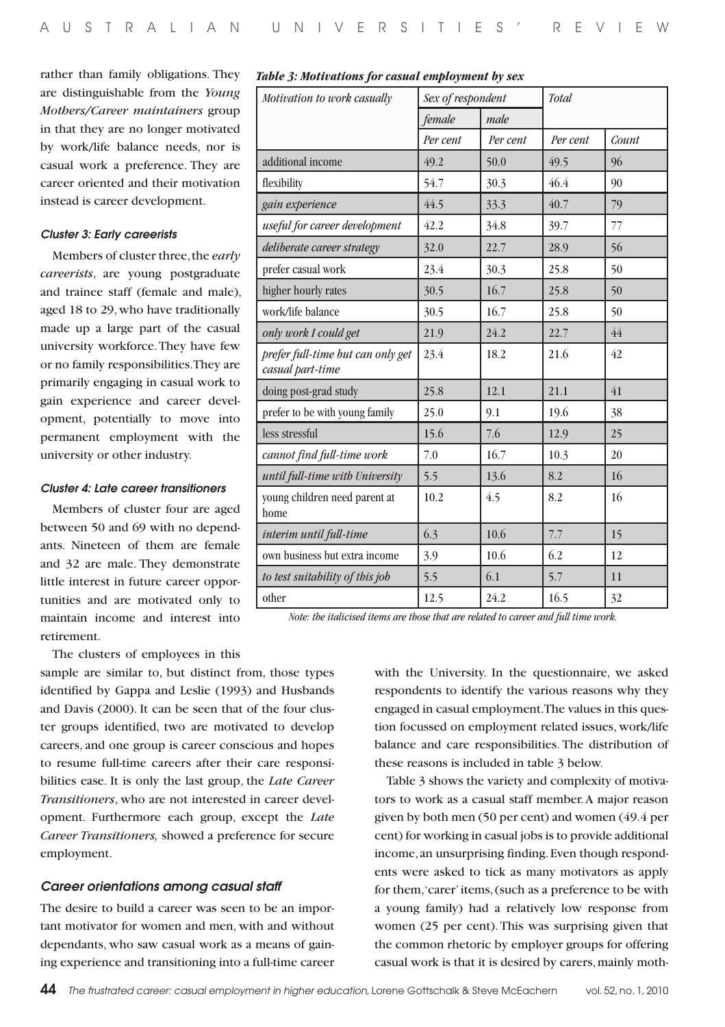rather than family obligations. They are distinguishable from the *Young Mothers/Career maintainers* group in that they are no longer motivated by work/life balance needs, nor is casual work a preference. They are career oriented and their motivation instead is career development.

### Cluster 3: Early careerists

Members of cluster three, the *early careerists*, are young postgraduate and trainee staff (female and male), aged 18 to 29, who have traditionally made up a large part of the casual university workforce. They have few or no family responsibilities. They are primarily engaging in casual work to gain experience and career development, potentially to move into permanent employment with the university or other industry.

### Cluster 4: Late career transitioners

Members of cluster four are aged between 50 and 69 with no dependants. Nineteen of them are female and 32 are male. They demonstrate little interest in future career opportunities and are motivated only to maintain income and interest into retirement.

The clusters of employees in this sample are similar to, but distinct from, those types identified by Gappa and Leslie (1993) and Husbands and Davis (2000). It can be seen that of the four cluster groups identified, two are motivated to develop careers, and one group is career conscious and hopes to resume full-time careers after their care responsibilities ease. It is only the last group, the *Late Career Transitioners*, who are not interested in career development. Furthermore each group, except the *Late Career Transitioners,* showed a preference for secure employment.

**Table 3: Motivations for casual employment by sex**

| Motivation to work casually | Sex of respondent | | Total | |
|---|---|---|---|---|
| | female | male | | |
| | Per cent | Per cent | Per cent | Count |
| additional income | 49.2 | 50.0 | 49.5 | 96 |
| flexibility | 54.7 | 30.3 | 46.4 | 90 |
| *gain experience* | 44.5 | 33.3 | 40.7 | 79 |
| *useful for career development* | 42.2 | 34.8 | 39.7 | 77 |
| *deliberate career strategy* | 32.0 | 22.7 | 28.9 | 56 |
| prefer casual work | 23.4 | 30.3 | 25.8 | 50 |
| higher hourly rates | 30.5 | 16.7 | 25.8 | 50 |
| work/life balance | 30.5 | 16.7 | 25.8 | 50 |
| *only work I could get* | 21.9 | 24.2 | 22.7 | 44 |
| *prefer full-time but can only get casual part-time* | 23.4 | 18.2 | 21.6 | 42 |
| doing post-grad study | 25.8 | 12.1 | 21.1 | 41 |
| prefer to be with young family | 25.0 | 9.1 | 19.6 | 38 |
| less stressful | 15.6 | 7.6 | 12.9 | 25 |
| *cannot find full-time work* | 7.0 | 16.7 | 10.3 | 20 |
| *until full-time with University* | 5.5 | 13.6 | 8.2 | 16 |
| young children need parent at home | 10.2 | 4.5 | 8.2 | 16 |
| *interim until full-time* | 6.3 | 10.6 | 7.7 | 15 |
| own business but extra income | 3.9 | 10.6 | 6.2 | 12 |
| *to test suitability of this job* | 5.5 | 6.1 | 5.7 | 11 |
| other | 12.5 | 24.2 | 16.5 | 32 |

*Note: the italicised items are those that are related to career and full time work.*

## Career orientations among casual staff

The desire to build a career was seen to be an important motivator for women and men, with and without dependants, who saw casual work as a means of gaining experience and transitioning into a full-time career with the University. In the questionnaire, we asked respondents to identify the various reasons why they engaged in casual employment. The values in this question focussed on employment related issues, work/life balance and care responsibilities. The distribution of these reasons is included in table 3 below.

Table 3 shows the variety and complexity of motivators to work as a casual staff member. A major reason given by both men (50 per cent) and women (49.4 per cent) for working in casual jobs is to provide additional income, an unsurprising finding. Even though respondents were asked to tick as many motivators as apply for them, 'carer' items, (such as a preference to be with a young family) had a relatively low response from women (25 per cent). This was surprising given that the common rhetoric by employer groups for offering casual work is that it is desired by carers, mainly moth-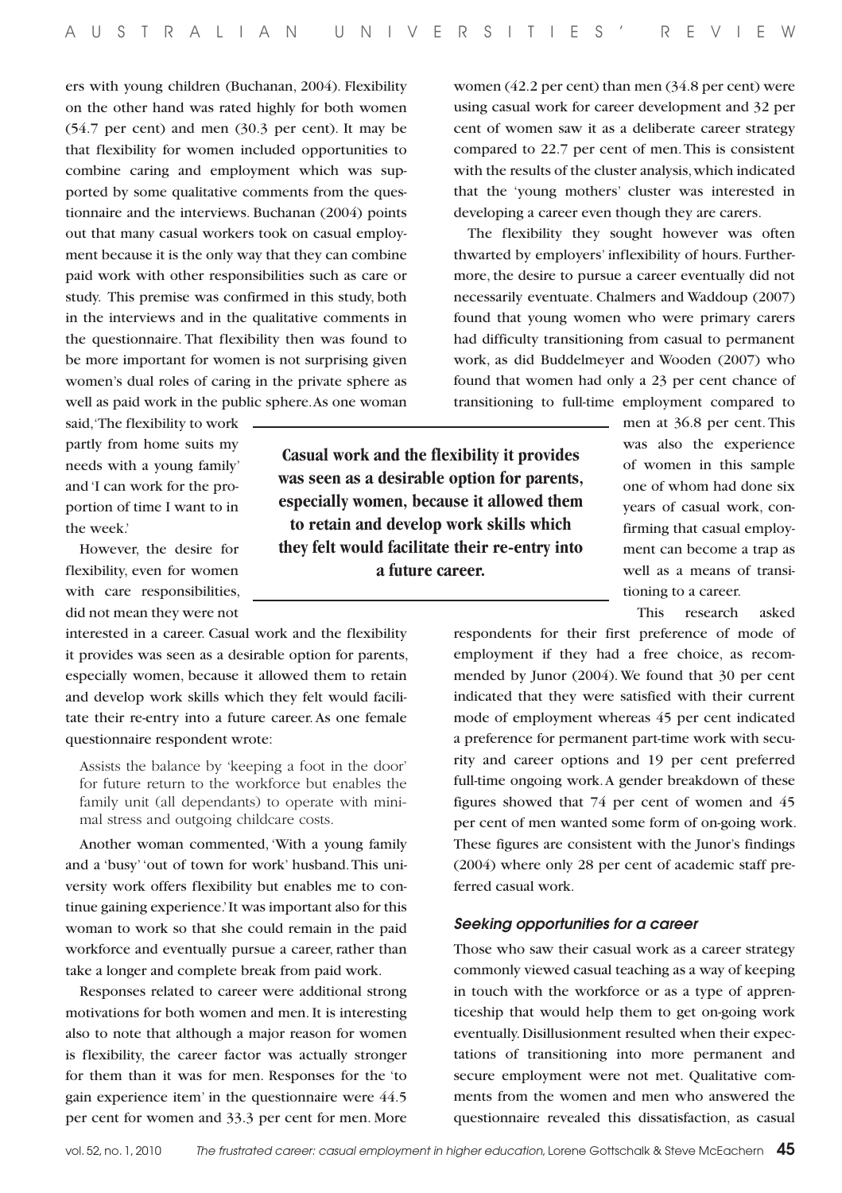ers with young children (Buchanan, 2004). Flexibility on the other hand was rated highly for both women (54.7 per cent) and men (30.3 per cent). It may be that flexibility for women included opportunities to combine caring and employment which was supported by some qualitative comments from the questionnaire and the interviews. Buchanan (2004) points out that many casual workers took on casual employment because it is the only way that they can combine paid work with other responsibilities such as care or study. This premise was confirmed in this study, both in the interviews and in the qualitative comments in the questionnaire. That flexibility then was found to be more important for women is not surprising given women's dual roles of caring in the private sphere as well as paid work in the public sphere. As one woman said, 'The flexibility to work partly from home suits my needs with a young family' and 'I can work for the proportion of time I want to in the week.'

However, the desire for flexibility, even for women with care responsibilities, did not mean they were not interested in a career. Casual work and the flexibility it provides was seen as a desirable option for parents, especially women, because it allowed them to retain and develop work skills which they felt would facilitate their re-entry into a future career. As one female questionnaire respondent wrote:

> Assists the balance by 'keeping a foot in the door' for future return to the workforce but enables the family unit (all dependants) to operate with minimal stress and outgoing childcare costs.

Another woman commented, 'With a young family and a 'busy' 'out of town for work' husband. This university work offers flexibility but enables me to continue gaining experience.' It was important also for this woman to work so that she could remain in the paid workforce and eventually pursue a career, rather than take a longer and complete break from paid work.

Responses related to career were additional strong motivations for both women and men. It is interesting also to note that although a major reason for women is flexibility, the career factor was actually stronger for them than it was for men. Responses for the 'to gain experience item' in the questionnaire were 44.5 per cent for women and 33.3 per cent for men. More women (42.2 per cent) than men (34.8 per cent) were using casual work for career development and 32 per cent of women saw it as a deliberate career strategy compared to 22.7 per cent of men. This is consistent with the results of the cluster analysis, which indicated that the 'young mothers' cluster was interested in developing a career even though they are carers.

The flexibility they sought however was often thwarted by employers' inflexibility of hours. Furthermore, the desire to pursue a career eventually did not necessarily eventuate. Chalmers and Waddoup (2007) found that young women who were primary carers had difficulty transitioning from casual to permanent work, as did Buddelmeyer and Wooden (2007) who found that women had only a 23 per cent chance of transitioning to full-time employment compared to men at 36.8 per cent. This was also the experience of women in this sample one of whom had done six years of casual work, confirming that casual employment can become a trap as well as a means of transitioning to a career.

**Casual work and the flexibility it provides was seen as a desirable option for parents, especially women, because it allowed them to retain and develop work skills which they felt would facilitate their re-entry into a future career.**

This research asked respondents for their first preference of mode of employment if they had a free choice, as recommended by Junor (2004). We found that 30 per cent indicated that they were satisfied with their current mode of employment whereas 45 per cent indicated a preference for permanent part-time work with security and career options and 19 per cent preferred full-time ongoing work. A gender breakdown of these figures showed that 74 per cent of women and 45 per cent of men wanted some form of on-going work. These figures are consistent with the Junor's findings (2004) where only 28 per cent of academic staff preferred casual work.

### *Seeking opportunities for a career*

Those who saw their casual work as a career strategy commonly viewed casual teaching as a way of keeping in touch with the workforce or as a type of apprenticeship that would help them to get on-going work eventually. Disillusionment resulted when their expectations of transitioning into more permanent and secure employment were not met. Qualitative comments from the women and men who answered the questionnaire revealed this dissatisfaction, as casual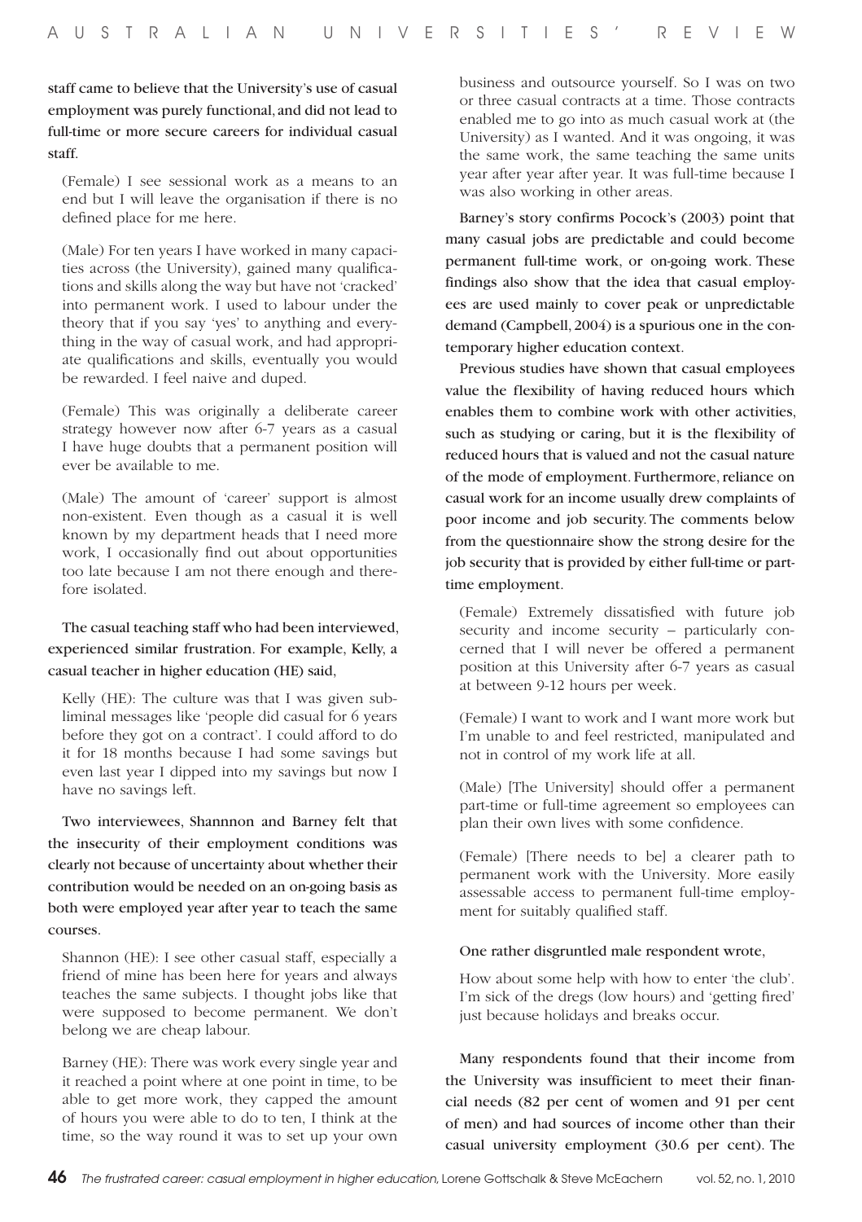staff came to believe that the University's use of casual employment was purely functional, and did not lead to full-time or more secure careers for individual casual staff.

> (Female) I see sessional work as a means to an end but I will leave the organisation if there is no defined place for me here.

> (Male) For ten years I have worked in many capacities across (the University), gained many qualifications and skills along the way but have not 'cracked' into permanent work. I used to labour under the theory that if you say 'yes' to anything and everything in the way of casual work, and had appropriate qualifications and skills, eventually you would be rewarded. I feel naive and duped.

> (Female) This was originally a deliberate career strategy however now after 6-7 years as a casual I have huge doubts that a permanent position will ever be available to me.

> (Male) The amount of 'career' support is almost non-existent. Even though as a casual it is well known by my department heads that I need more work, I occasionally find out about opportunities too late because I am not there enough and therefore isolated.

The casual teaching staff who had been interviewed, experienced similar frustration. For example, Kelly, a casual teacher in higher education (HE) said,

> Kelly (HE): The culture was that I was given subliminal messages like 'people did casual for 6 years before they got on a contract'. I could afford to do it for 18 months because I had some savings but even last year I dipped into my savings but now I have no savings left.

Two interviewees, Shannnon and Barney felt that the insecurity of their employment conditions was clearly not because of uncertainty about whether their contribution would be needed on an on-going basis as both were employed year after year to teach the same courses.

> Shannon (HE): I see other casual staff, especially a friend of mine has been here for years and always teaches the same subjects. I thought jobs like that were supposed to become permanent. We don't belong we are cheap labour.

> Barney (HE): There was work every single year and it reached a point where at one point in time, to be able to get more work, they capped the amount of hours you were able to do to ten, I think at the time, so the way round it was to set up your own business and outsource yourself. So I was on two or three casual contracts at a time. Those contracts enabled me to go into as much casual work at (the University) as I wanted. And it was ongoing, it was the same work, the same teaching the same units year after year after year. It was full-time because I was also working in other areas.

Barney's story confirms Pocock's (2003) point that many casual jobs are predictable and could become permanent full-time work, or on-going work. These findings also show that the idea that casual employees are used mainly to cover peak or unpredictable demand (Campbell, 2004) is a spurious one in the contemporary higher education context.

Previous studies have shown that casual employees value the flexibility of having reduced hours which enables them to combine work with other activities, such as studying or caring, but it is the flexibility of reduced hours that is valued and not the casual nature of the mode of employment. Furthermore, reliance on casual work for an income usually drew complaints of poor income and job security. The comments below from the questionnaire show the strong desire for the job security that is provided by either full-time or part-time employment.

> (Female) Extremely dissatisfied with future job security and income security – particularly concerned that I will never be offered a permanent position at this University after 6-7 years as casual at between 9-12 hours per week.

> (Female) I want to work and I want more work but I'm unable to and feel restricted, manipulated and not in control of my work life at all.

> (Male) [The University] should offer a permanent part-time or full-time agreement so employees can plan their own lives with some confidence.

> (Female) [There needs to be] a clearer path to permanent work with the University. More easily assessable access to permanent full-time employment for suitably qualified staff.

One rather disgruntled male respondent wrote,

> How about some help with how to enter 'the club'. I'm sick of the dregs (low hours) and 'getting fired' just because holidays and breaks occur.

Many respondents found that their income from the University was insufficient to meet their financial needs (82 per cent of women and 91 per cent of men) and had sources of income other than their casual university employment (30.6 per cent). The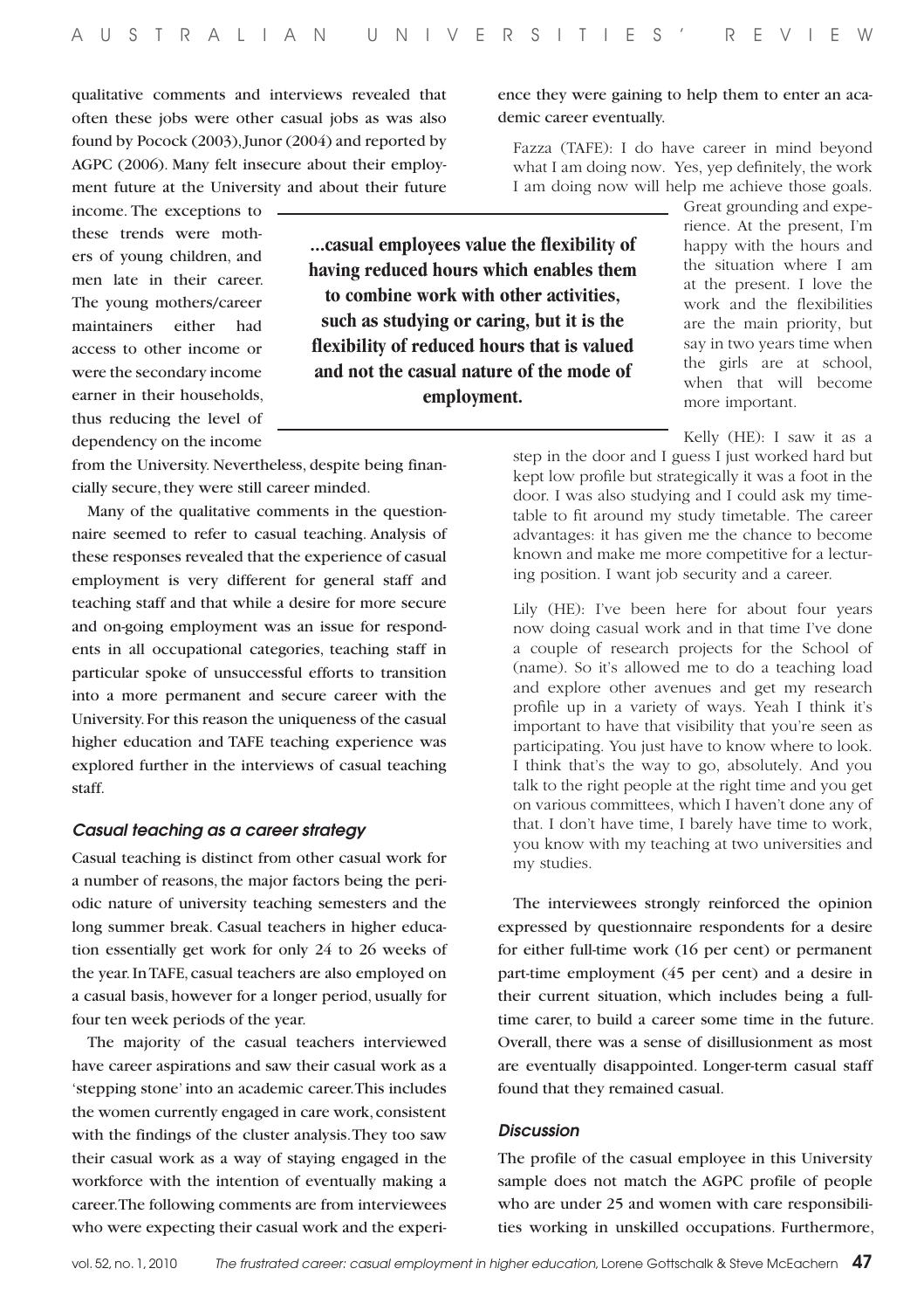qualitative comments and interviews revealed that often these jobs were other casual jobs as was also found by Pocock (2003), Junor (2004) and reported by AGPC (2006). Many felt insecure about their employment future at the University and about their future income. The exceptions to these trends were mothers of young children, and men late in their career. The young mothers/career maintainers either had access to other income or were the secondary income earner in their households, thus reducing the level of dependency on the income from the University. Nevertheless, despite being financially secure, they were still career minded.

**...casual employees value the flexibility of having reduced hours which enables them to combine work with other activities, such as studying or caring, but it is the flexibility of reduced hours that is valued and not the casual nature of the mode of employment.**

Many of the qualitative comments in the questionnaire seemed to refer to casual teaching. Analysis of these responses revealed that the experience of casual employment is very different for general staff and teaching staff and that while a desire for more secure and on-going employment was an issue for respondents in all occupational categories, teaching staff in particular spoke of unsuccessful efforts to transition into a more permanent and secure career with the University. For this reason the uniqueness of the casual higher education and TAFE teaching experience was explored further in the interviews of casual teaching staff.

### *Casual teaching as a career strategy*

Casual teaching is distinct from other casual work for a number of reasons, the major factors being the periodic nature of university teaching semesters and the long summer break. Casual teachers in higher education essentially get work for only 24 to 26 weeks of the year. In TAFE, casual teachers are also employed on a casual basis, however for a longer period, usually for four ten week periods of the year.

The majority of the casual teachers interviewed have career aspirations and saw their casual work as a 'stepping stone' into an academic career. This includes the women currently engaged in care work, consistent with the findings of the cluster analysis. They too saw their casual work as a way of staying engaged in the workforce with the intention of eventually making a career. The following comments are from interviewees who were expecting their casual work and the experience they were gaining to help them to enter an academic career eventually.

> Fazza (TAFE): I do have career in mind beyond what I am doing now. Yes, yep definitely, the work I am doing now will help me achieve those goals. Great grounding and experience. At the present, I'm happy with the hours and the situation where I am at the present. I love the work and the flexibilities are the main priority, but say in two years time when the girls are at school, when that will become more important.

> Kelly (HE): I saw it as a step in the door and I guess I just worked hard but kept low profile but strategically it was a foot in the door. I was also studying and I could ask my timetable to fit around my study timetable. The career advantages: it has given me the chance to become known and make me more competitive for a lecturing position. I want job security and a career.

> Lily (HE): I've been here for about four years now doing casual work and in that time I've done a couple of research projects for the School of (name). So it's allowed me to do a teaching load and explore other avenues and get my research profile up in a variety of ways. Yeah I think it's important to have that visibility that you're seen as participating. You just have to know where to look. I think that's the way to go, absolutely. And you talk to the right people at the right time and you get on various committees, which I haven't done any of that. I don't have time, I barely have time to work, you know with my teaching at two universities and my studies.

The interviewees strongly reinforced the opinion expressed by questionnaire respondents for a desire for either full-time work (16 per cent) or permanent part-time employment (45 per cent) and a desire in their current situation, which includes being a full-time carer, to build a career some time in the future. Overall, there was a sense of disillusionment as most are eventually disappointed. Longer-term casual staff found that they remained casual.

### *Discussion*

The profile of the casual employee in this University sample does not match the AGPC profile of people who are under 25 and women with care responsibilities working in unskilled occupations. Furthermore,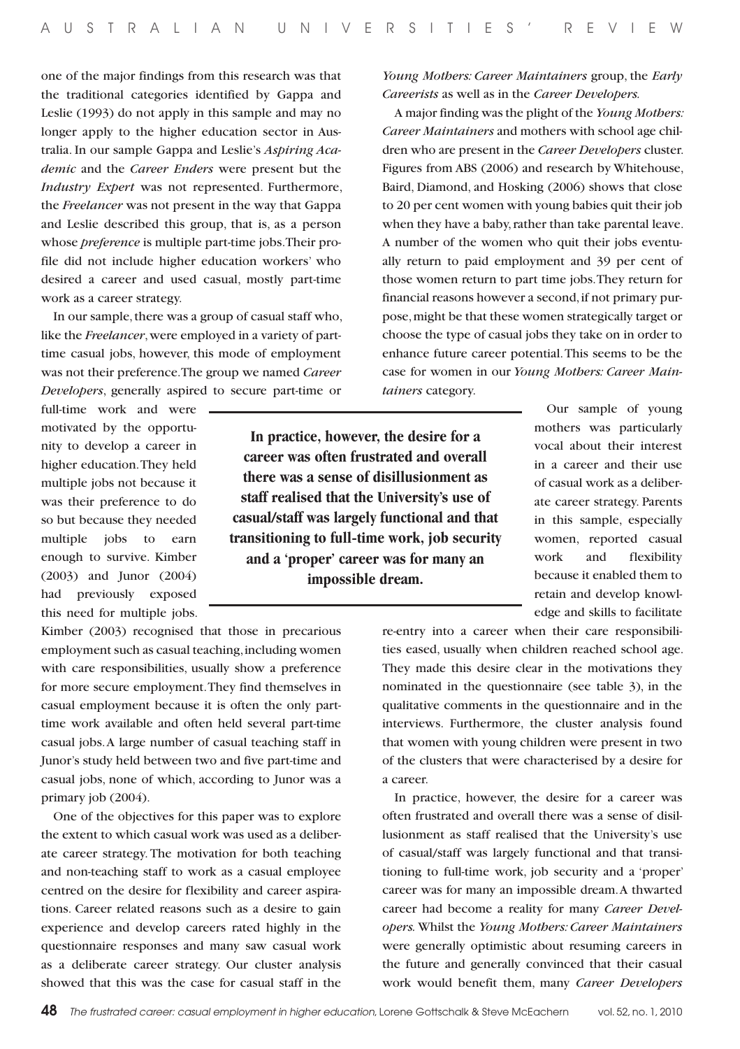one of the major findings from this research was that the traditional categories identified by Gappa and Leslie (1993) do not apply in this sample and may no longer apply to the higher education sector in Australia. In our sample Gappa and Leslie's *Aspiring Academic* and the *Career Enders* were present but the *Industry Expert* was not represented. Furthermore, the *Freelancer* was not present in the way that Gappa and Leslie described this group, that is, as a person whose *preference* is multiple part-time jobs. Their profile did not include higher education workers' who desired a career and used casual, mostly part-time work as a career strategy.

In our sample, there was a group of casual staff who, like the *Freelancer*, were employed in a variety of part-time casual jobs, however, this mode of employment was not their preference. The group we named *Career Developers*, generally aspired to secure part-time or full-time work and were motivated by the opportunity to develop a career in higher education. They held multiple jobs not because it was their preference to do so but because they needed multiple jobs to earn enough to survive. Kimber (2003) and Junor (2004) had previously exposed this need for multiple jobs. Kimber (2003) recognised that those in precarious employment such as casual teaching, including women with care responsibilities, usually show a preference for more secure employment. They find themselves in casual employment because it is often the only part-time work available and often held several part-time casual jobs. A large number of casual teaching staff in Junor's study held between two and five part-time and casual jobs, none of which, according to Junor was a primary job (2004).

One of the objectives for this paper was to explore the extent to which casual work was used as a deliberate career strategy. The motivation for both teaching and non-teaching staff to work as a casual employee centred on the desire for flexibility and career aspirations. Career related reasons such as a desire to gain experience and develop careers rated highly in the questionnaire responses and many saw casual work as a deliberate career strategy. Our cluster analysis showed that this was the case for casual staff in the *Young Mothers: Career Maintainers* group, the *Early Careerists* as well as in the *Career Developers*.

A major finding was the plight of the *Young Mothers: Career Maintainers* and mothers with school age children who are present in the *Career Developers* cluster. Figures from ABS (2006) and research by Whitehouse, Baird, Diamond, and Hosking (2006) shows that close to 20 per cent women with young babies quit their job when they have a baby, rather than take parental leave. A number of the women who quit their jobs eventually return to paid employment and 39 per cent of those women return to part time jobs. They return for financial reasons however a second, if not primary purpose, might be that these women strategically target or choose the type of casual jobs they take on in order to enhance future career potential. This seems to be the case for women in our *Young Mothers: Career Maintainers* category.

**In practice, however, the desire for a career was often frustrated and overall there was a sense of disillusionment as staff realised that the University's use of casual/staff was largely functional and that transitioning to full-time work, job security and a 'proper' career was for many an impossible dream.**

Our sample of young mothers was particularly vocal about their interest in a career and their use of casual work as a deliberate career strategy. Parents in this sample, especially women, reported casual work and flexibility because it enabled them to retain and develop knowledge and skills to facilitate re-entry into a career when their care responsibilities eased, usually when children reached school age. They made this desire clear in the motivations they nominated in the questionnaire (see table 3), in the qualitative comments in the questionnaire and in the interviews. Furthermore, the cluster analysis found that women with young children were present in two of the clusters that were characterised by a desire for a career.

In practice, however, the desire for a career was often frustrated and overall there was a sense of disillusionment as staff realised that the University's use of casual/staff was largely functional and that transitioning to full-time work, job security and a 'proper' career was for many an impossible dream. A thwarted career had become a reality for many *Career Developers.* Whilst the *Young Mothers: Career Maintainers* were generally optimistic about resuming careers in the future and generally convinced that their casual work would benefit them, many *Career Developers*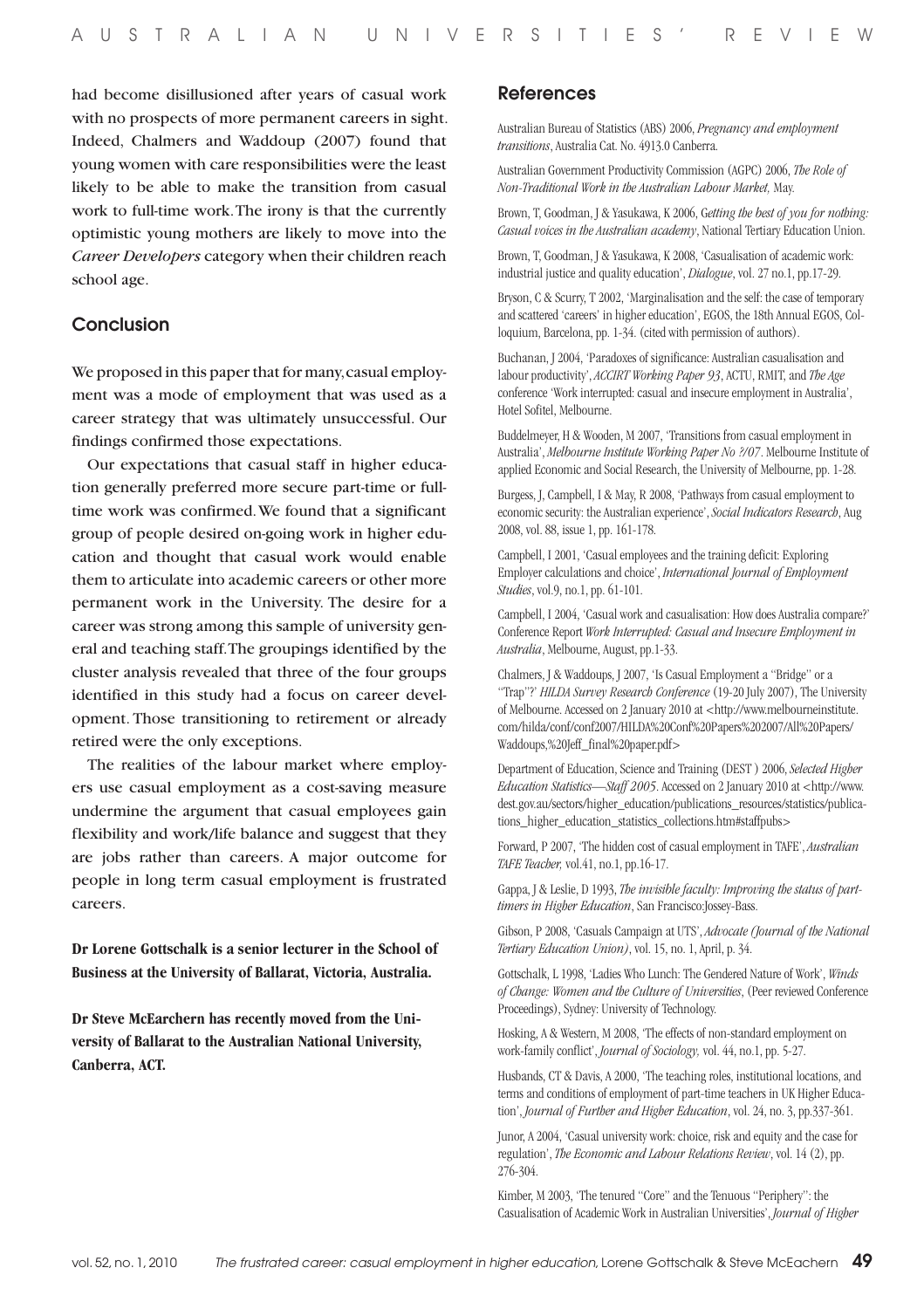had become disillusioned after years of casual work with no prospects of more permanent careers in sight. Indeed, Chalmers and Waddoup (2007) found that young women with care responsibilities were the least likely to be able to make the transition from casual work to full-time work. The irony is that the currently optimistic young mothers are likely to move into the *Career Developers* category when their children reach school age.

## Conclusion

We proposed in this paper that for many, casual employment was a mode of employment that was used as a career strategy that was ultimately unsuccessful. Our findings confirmed those expectations.

Our expectations that casual staff in higher education generally preferred more secure part-time or full-time work was confirmed. We found that a significant group of people desired on-going work in higher education and thought that casual work would enable them to articulate into academic careers or other more permanent work in the University. The desire for a career was strong among this sample of university general and teaching staff. The groupings identified by the cluster analysis revealed that three of the four groups identified in this study had a focus on career development. Those transitioning to retirement or already retired were the only exceptions.

The realities of the labour market where employers use casual employment as a cost-saving measure undermine the argument that casual employees gain flexibility and work/life balance and suggest that they are jobs rather than careers. A major outcome for people in long term casual employment is frustrated careers.

**Dr Lorene Gottschalk is a senior lecturer in the School of Business at the University of Ballarat, Victoria, Australia.**

**Dr Steve McEarchern has recently moved from the University of Ballarat to the Australian National University, Canberra, ACT.**

## References

Australian Bureau of Statistics (ABS) 2006, *Pregnancy and employment transitions*, Australia Cat. No. 4913.0 Canberra.

Australian Government Productivity Commission (AGPC) 2006, *The Role of Non-Traditional Work in the Australian Labour Market,* May.

Brown, T, Goodman, J & Yasukawa, K 2006, *Getting the best of you for nothing: Casual voices in the Australian academy*, National Tertiary Education Union.

Brown, T, Goodman, J & Yasukawa, K 2008, 'Casualisation of academic work: industrial justice and quality education', *Dialogue*, vol. 27 no.1, pp.17-29.

Bryson, C & Scurry, T 2002, 'Marginalisation and the self: the case of temporary and scattered 'careers' in higher education', EGOS, the 18th Annual EGOS, Colloquium, Barcelona, pp. 1-34. (cited with permission of authors).

Buchanan, J 2004, 'Paradoxes of significance: Australian casualisation and labour productivity', *ACCIRT Working Paper 93*, ACTU, RMIT, and *The Age* conference 'Work interrupted: casual and insecure employment in Australia', Hotel Sofitel, Melbourne.

Buddelmeyer, H & Wooden, M 2007, 'Transitions from casual employment in Australia', *Melbourne Institute Working Paper No ?/07*. Melbourne Institute of applied Economic and Social Research, the University of Melbourne, pp. 1-28.

Burgess, J, Campbell, I & May, R 2008, 'Pathways from casual employment to economic security: the Australian experience', *Social Indicators Research*, Aug 2008, vol. 88, issue 1, pp. 161-178.

Campbell, I 2001, 'Casual employees and the training deficit: Exploring Employer calculations and choice', *International Journal of Employment Studies*, vol.9, no.1, pp. 61-101.

Campbell, I 2004, 'Casual work and casualisation: How does Australia compare?' Conference Report *Work Interrupted: Casual and Insecure Employment in Australia*, Melbourne, August, pp.1-33.

Chalmers, J & Waddoups, J 2007, 'Is Casual Employment a "Bridge" or a "Trap"?' *HILDA Survey Research Conference* (19-20 July 2007), The University of Melbourne. Accessed on 2 January 2010 at <http://www.melbourneinstitute.com/hilda/conf/conf2007/HILDA%20Conf%20Papers%202007/All%20Papers/Waddoups,%20Jeff_final%20paper.pdf>

Department of Education, Science and Training (DEST ) 2006, *Selected Higher Education Statistics—Staff 2005*. Accessed on 2 January 2010 at <http://www.dest.gov.au/sectors/higher_education/publications_resources/statistics/publications_higher_education_statistics_collections.htm#staffpubs>

Forward, P 2007, 'The hidden cost of casual employment in TAFE', *Australian TAFE Teacher,* vol.41, no.1, pp.16-17.

Gappa, J & Leslie, D 1993, *The invisible faculty: Improving the status of part-timers in Higher Education*, San Francisco:Jossey-Bass.

Gibson, P 2008, 'Casuals Campaign at UTS', *Advocate (Journal of the National Tertiary Education Union)*, vol. 15, no. 1, April, p. 34.

Gottschalk, L 1998, 'Ladies Who Lunch: The Gendered Nature of Work', *Winds of Change: Women and the Culture of Universities*, (Peer reviewed Conference Proceedings), Sydney: University of Technology.

Hosking, A & Western, M 2008, 'The effects of non-standard employment on work-family conflict', *Journal of Sociology,* vol. 44, no.1, pp. 5-27.

Husbands, CT & Davis, A 2000, 'The teaching roles, institutional locations, and terms and conditions of employment of part-time teachers in UK Higher Education', *Journal of Further and Higher Education*, vol. 24, no. 3, pp.337-361.

Junor, A 2004, 'Casual university work: choice, risk and equity and the case for regulation', *The Economic and Labour Relations Review*, vol. 14 (2), pp. 276-304.

Kimber, M 2003, 'The tenured "Core" and the Tenuous "Periphery": the Casualisation of Academic Work in Australian Universities', *Journal of Higher*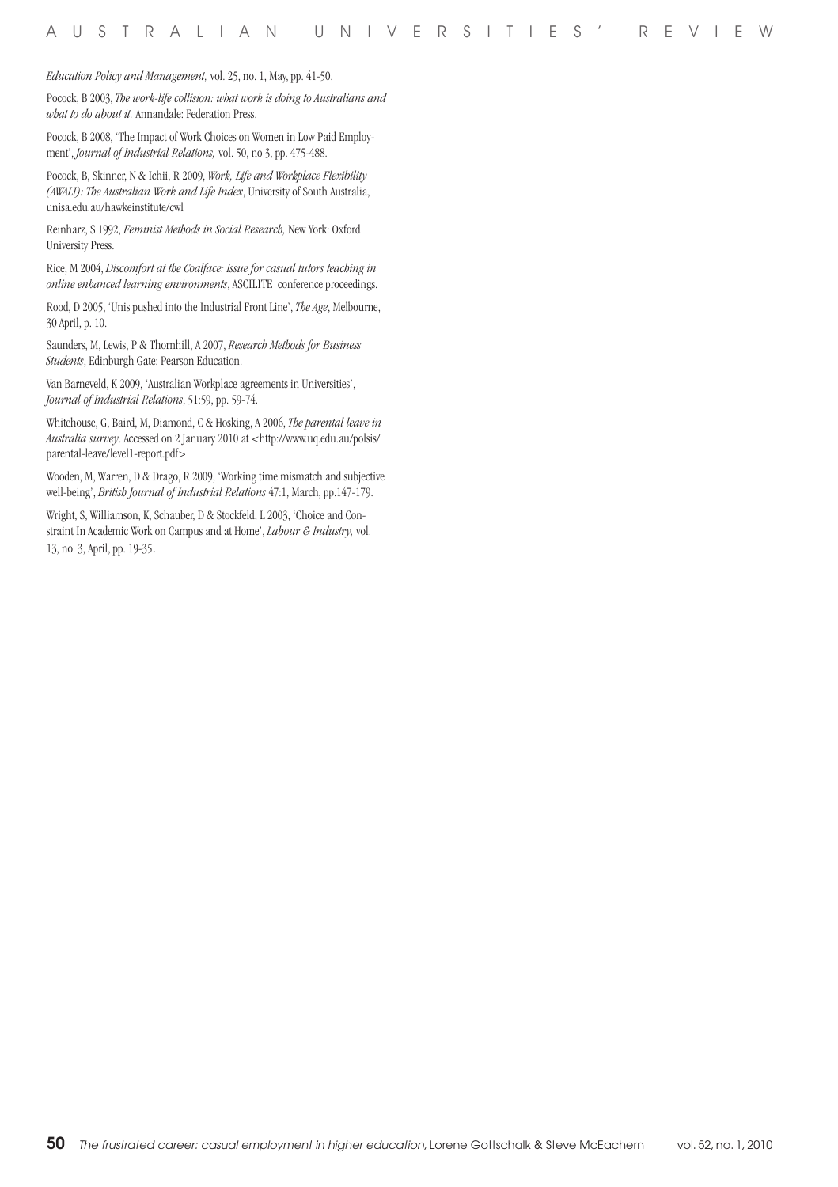*Education Policy and Management,* vol. 25, no. 1, May, pp. 41-50.

Pocock, B 2003, *The work-life collision: what work is doing to Australians and what to do about it.* Annandale: Federation Press.

Pocock, B 2008, 'The Impact of Work Choices on Women in Low Paid Employment', *Journal of Industrial Relations,* vol. 50, no 3, pp. 475-488.

Pocock, B, Skinner, N & Ichii, R 2009, *Work, Life and Workplace Flexibility (AWALI): The Australian Work and Life Index*, University of South Australia, unisa.edu.au/hawkeinstitute/cwl

Reinharz, S 1992, *Feminist Methods in Social Research,* New York: Oxford University Press.

Rice, M 2004, *Discomfort at the Coalface: Issue for casual tutors teaching in online enhanced learning environments*, ASCILITE conference proceedings.

Rood, D 2005, 'Unis pushed into the Industrial Front Line', *The Age*, Melbourne, 30 April, p. 10.

Saunders, M, Lewis, P & Thornhill, A 2007, *Research Methods for Business Students*, Edinburgh Gate: Pearson Education.

Van Barneveld, K 2009, 'Australian Workplace agreements in Universities', *Journal of Industrial Relations*, 51:59, pp. 59-74.

Whitehouse, G, Baird, M, Diamond, C & Hosking, A 2006, *The parental leave in Australia survey*. Accessed on 2 January 2010 at <http://www.uq.edu.au/polsis/parental-leave/level1-report.pdf>

Wooden, M, Warren, D & Drago, R 2009, 'Working time mismatch and subjective well-being', *British Journal of Industrial Relations* 47:1, March, pp.147-179.

Wright, S, Williamson, K, Schauber, D & Stockfeld, L 2003, 'Choice and Constraint In Academic Work on Campus and at Home', *Labour & Industry,* vol. 13, no. 3, April, pp. 19-35.